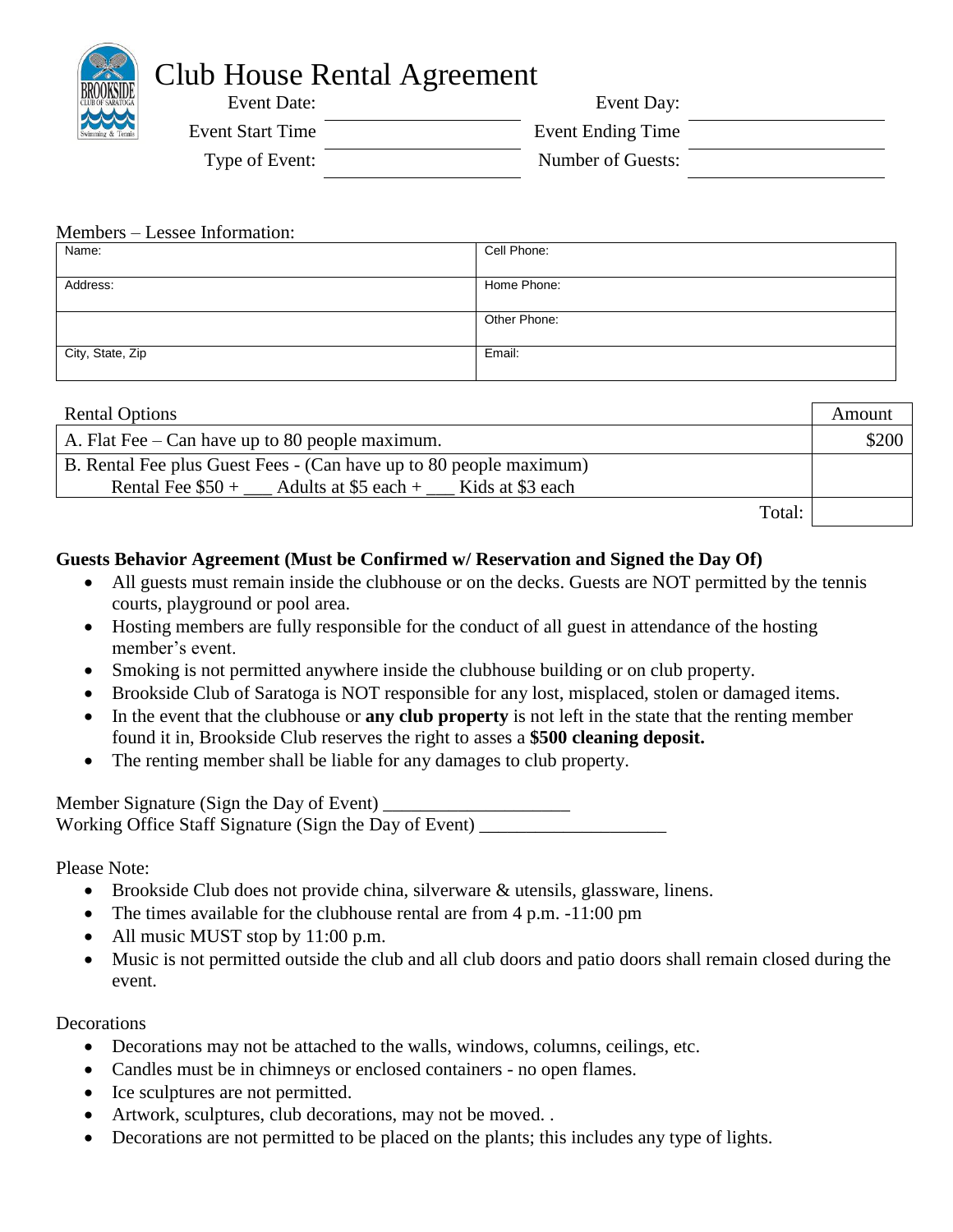# Club House Rental Agreement

| | | | |
|---|---|---|---|
| Event Date: | | Event Day: | |
| Event Start Time | | Event Ending Time | |
| Type of Event: | | Number of Guests: | |

Members – Lessee Information:

| | |
|---|---|
| Name: | Cell Phone: |
| Address: | Home Phone: |
| | Other Phone: |
| City, State, Zip | Email: |

| Rental Options | Amount |
|---|---|
| A. Flat Fee – Can have up to 80 people maximum. | $200 |
| B. Rental Fee plus Guest Fees - (Can have up to 80 people maximum) Rental Fee $50 + ___ Adults at $5 each + ___ Kids at $3 each | |
| Total: | |

**Guests Behavior Agreement (Must be Confirmed w/ Reservation and Signed the Day Of)**

- All guests must remain inside the clubhouse or on the decks. Guests are NOT permitted by the tennis courts, playground or pool area.
- Hosting members are fully responsible for the conduct of all guest in attendance of the hosting member's event.
- Smoking is not permitted anywhere inside the clubhouse building or on club property.
- Brookside Club of Saratoga is NOT responsible for any lost, misplaced, stolen or damaged items.
- In the event that the clubhouse or **any club property** is not left in the state that the renting member found it in, Brookside Club reserves the right to asses a **$500 cleaning deposit.**
- The renting member shall be liable for any damages to club property.

Member Signature (Sign the Day of Event) ____________________
Working Office Staff Signature (Sign the Day of Event) ____________________

Please Note:

- Brookside Club does not provide china, silverware & utensils, glassware, linens.
- The times available for the clubhouse rental are from 4 p.m. -11:00 pm
- All music MUST stop by 11:00 p.m.
- Music is not permitted outside the club and all club doors and patio doors shall remain closed during the event.

Decorations

- Decorations may not be attached to the walls, windows, columns, ceilings, etc.
- Candles must be in chimneys or enclosed containers - no open flames.
- Ice sculptures are not permitted.
- Artwork, sculptures, club decorations, may not be moved. .
- Decorations are not permitted to be placed on the plants; this includes any type of lights.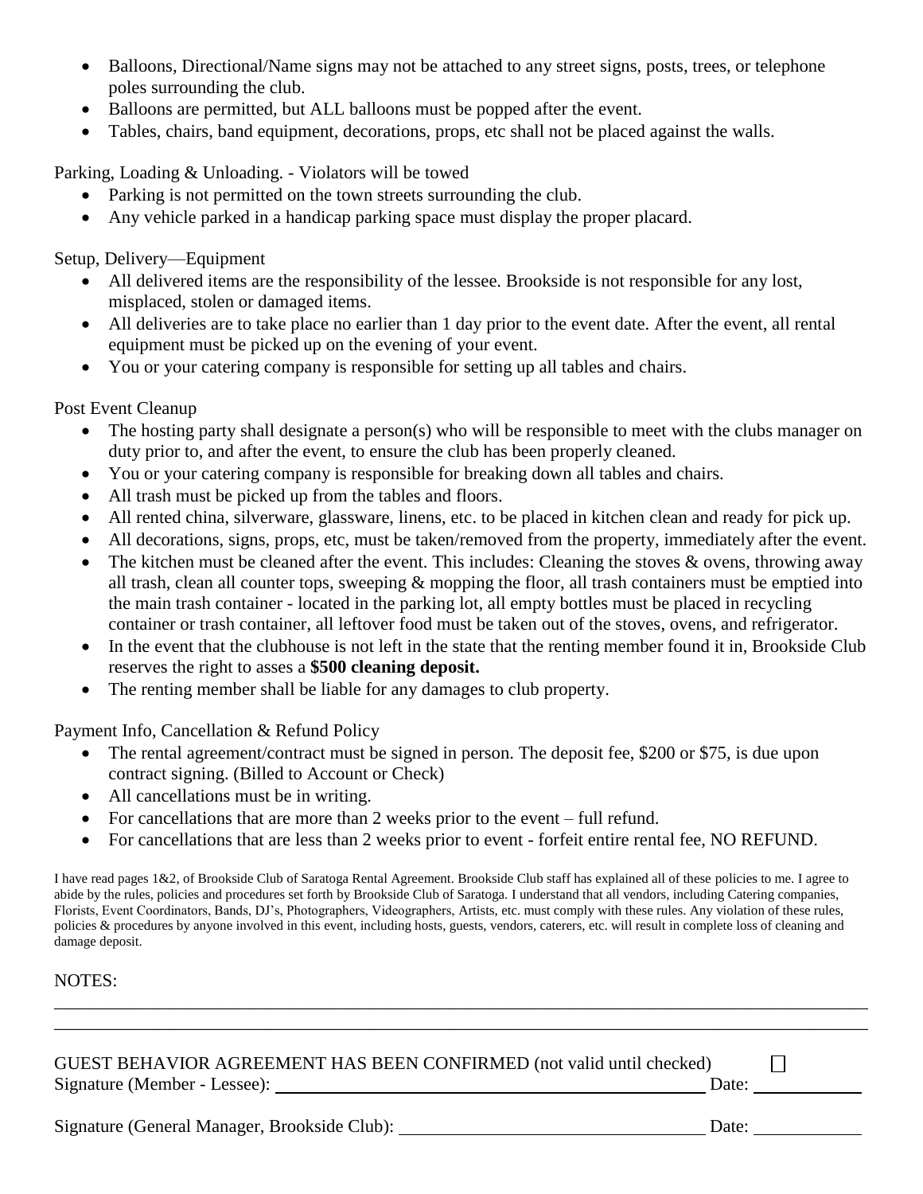- Balloons, Directional/Name signs may not be attached to any street signs, posts, trees, or telephone poles surrounding the club.
- Balloons are permitted, but ALL balloons must be popped after the event.
- Tables, chairs, band equipment, decorations, props, etc shall not be placed against the walls.

Parking, Loading & Unloading. - Violators will be towed

- Parking is not permitted on the town streets surrounding the club.
- Any vehicle parked in a handicap parking space must display the proper placard.

Setup, Delivery—Equipment

- All delivered items are the responsibility of the lessee. Brookside is not responsible for any lost, misplaced, stolen or damaged items.
- All deliveries are to take place no earlier than 1 day prior to the event date. After the event, all rental equipment must be picked up on the evening of your event.
- You or your catering company is responsible for setting up all tables and chairs.

Post Event Cleanup

- The hosting party shall designate a person(s) who will be responsible to meet with the clubs manager on duty prior to, and after the event, to ensure the club has been properly cleaned.
- You or your catering company is responsible for breaking down all tables and chairs.
- All trash must be picked up from the tables and floors.
- All rented china, silverware, glassware, linens, etc. to be placed in kitchen clean and ready for pick up.
- All decorations, signs, props, etc, must be taken/removed from the property, immediately after the event.
- The kitchen must be cleaned after the event. This includes: Cleaning the stoves & ovens, throwing away all trash, clean all counter tops, sweeping & mopping the floor, all trash containers must be emptied into the main trash container - located in the parking lot, all empty bottles must be placed in recycling container or trash container, all leftover food must be taken out of the stoves, ovens, and refrigerator.
- In the event that the clubhouse is not left in the state that the renting member found it in, Brookside Club reserves the right to asses a **$500 cleaning deposit.**
- The renting member shall be liable for any damages to club property.

Payment Info, Cancellation & Refund Policy

- The rental agreement/contract must be signed in person. The deposit fee, $200 or $75, is due upon contract signing. (Billed to Account or Check)
- All cancellations must be in writing.
- For cancellations that are more than 2 weeks prior to the event – full refund.
- For cancellations that are less than 2 weeks prior to event - forfeit entire rental fee, NO REFUND.

I have read pages 1&2, of Brookside Club of Saratoga Rental Agreement. Brookside Club staff has explained all of these policies to me. I agree to abide by the rules, policies and procedures set forth by Brookside Club of Saratoga. I understand that all vendors, including Catering companies, Florists, Event Coordinators, Bands, DJ's, Photographers, Videographers, Artists, etc. must comply with these rules. Any violation of these rules, policies & procedures by anyone involved in this event, including hosts, guests, vendors, caterers, etc. will result in complete loss of cleaning and damage deposit.

NOTES:

\_\_\_\_\_\_\_\_\_\_\_\_\_\_\_\_\_\_\_\_\_\_\_\_\_\_\_\_\_\_\_\_\_\_\_\_\_\_\_\_\_\_\_\_\_\_\_\_\_\_\_\_\_\_\_\_\_\_\_\_\_\_\_\_\_\_\_\_\_\_\_\_\_\_\_\_\_\_

\_\_\_\_\_\_\_\_\_\_\_\_\_\_\_\_\_\_\_\_\_\_\_\_\_\_\_\_\_\_\_\_\_\_\_\_\_\_\_\_\_\_\_\_\_\_\_\_\_\_\_\_\_\_\_\_\_\_\_\_\_\_\_\_\_\_\_\_\_\_\_\_\_\_\_\_\_\_

GUEST BEHAVIOR AGREEMENT HAS BEEN CONFIRMED (not valid until checked) ☐

Signature (Member - Lessee): \_\_\_\_\_\_\_\_\_\_\_\_\_\_\_\_\_\_\_\_\_\_\_\_\_\_\_\_\_\_\_\_\_\_\_\_\_\_\_\_ Date: \_\_\_\_\_\_\_\_\_\_

Signature (General Manager, Brookside Club): \_\_\_\_\_\_\_\_\_\_\_\_\_\_\_\_\_\_\_\_\_\_\_\_\_\_\_\_ Date: \_\_\_\_\_\_\_\_\_\_